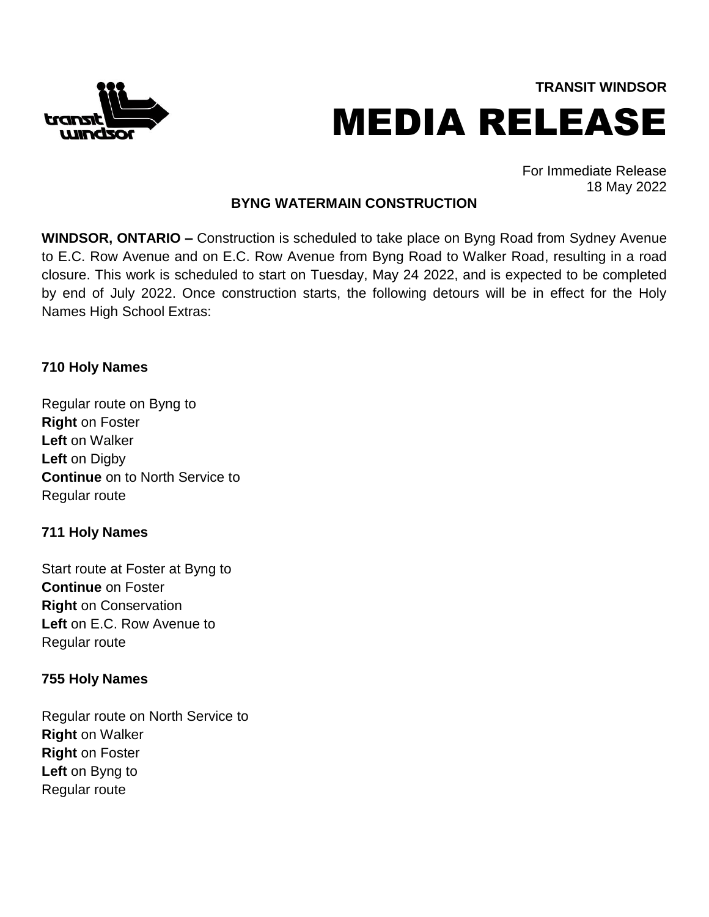**TRANSIT WINDSOR**

# MEDIA RELEASE

For Immediate Release
18 May 2022

## BYNG WATERMAIN CONSTRUCTION

**WINDSOR, ONTARIO –** Construction is scheduled to take place on Byng Road from Sydney Avenue to E.C. Row Avenue and on E.C. Row Avenue from Byng Road to Walker Road, resulting in a road closure. This work is scheduled to start on Tuesday, May 24 2022, and is expected to be completed by end of July 2022. Once construction starts, the following detours will be in effect for the Holy Names High School Extras:

### 710 Holy Names

Regular route on Byng to
**Right** on Foster
**Left** on Walker
**Left** on Digby
**Continue** on to North Service to
Regular route

### 711 Holy Names

Start route at Foster at Byng to
**Continue** on Foster
**Right** on Conservation
**Left** on E.C. Row Avenue to
Regular route

### 755 Holy Names

Regular route on North Service to
**Right** on Walker
**Right** on Foster
**Left** on Byng to
Regular route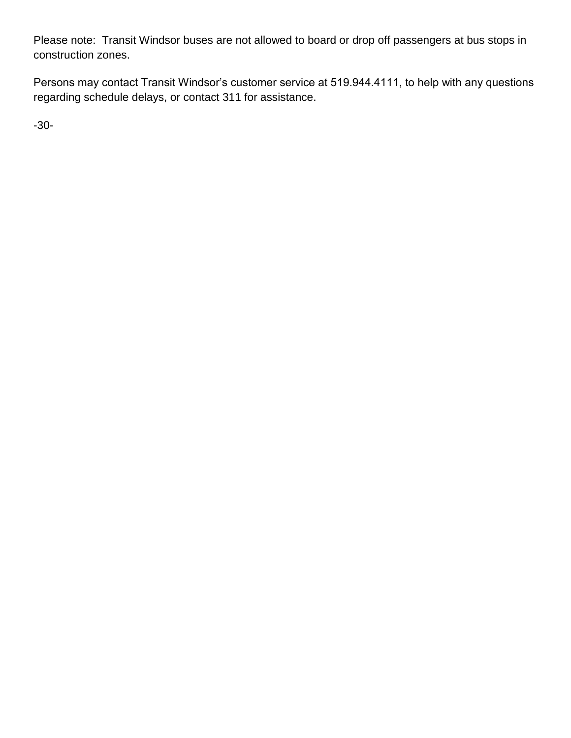Please note:  Transit Windsor buses are not allowed to board or drop off passengers at bus stops in construction zones.

Persons may contact Transit Windsor's customer service at 519.944.4111, to help with any questions regarding schedule delays, or contact 311 for assistance.

-30-